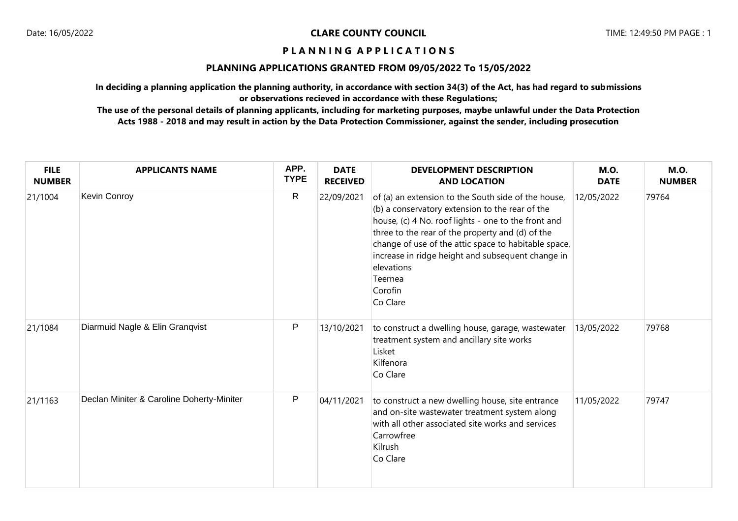Date: 16/05/2022

# CLARE COUNTY COUNCIL

TIME: 12:49:50 PM

## P L A N N I N G   A P P L I C A T I O N S

## PLANNING APPLICATIONS GRANTED FROM 09/05/2022 To 15/05/2022

**In deciding a planning application the planning authority, in accordance with section 34(3) of the Act, has had regard to submissions or observations recieved in accordance with these Regulations;**

**The use of the personal details of planning applicants, including for marketing purposes, maybe unlawful under the Data Protection Acts 1988 - 2018 and may result in action by the Data Protection Commissioner, against the sender, including prosecution**

| FILE NUMBER | APPLICANTS NAME | APP. TYPE | DATE RECEIVED | DEVELOPMENT DESCRIPTION AND LOCATION | M.O. DATE | M.O. NUMBER |
|---|---|---|---|---|---|---|
| 21/1004 | Kevin Conroy | R | 22/09/2021 | of (a) an extension to the South side of the house, (b) a conservatory extension to the rear of the house, (c) 4 No. roof lights - one to the front and three to the rear of the property and (d) of the change of use of the attic space to habitable space, increase in ridge height and subsequent change in elevations<br>Teernea<br>Corofin<br>Co Clare | 12/05/2022 | 79764 |
| 21/1084 | Diarmuid Nagle & Elin Granqvist | P | 13/10/2021 | to construct a dwelling house, garage, wastewater treatment system and ancillary site works<br>Lisket<br>Kilfenora<br>Co Clare | 13/05/2022 | 79768 |
| 21/1163 | Declan Miniter & Caroline Doherty-Miniter | P | 04/11/2021 | to construct a new dwelling house, site entrance and on-site wastewater treatment system along with all other associated site works and services<br>Carrowfree<br>Kilrush<br>Co Clare | 11/05/2022 | 79747 |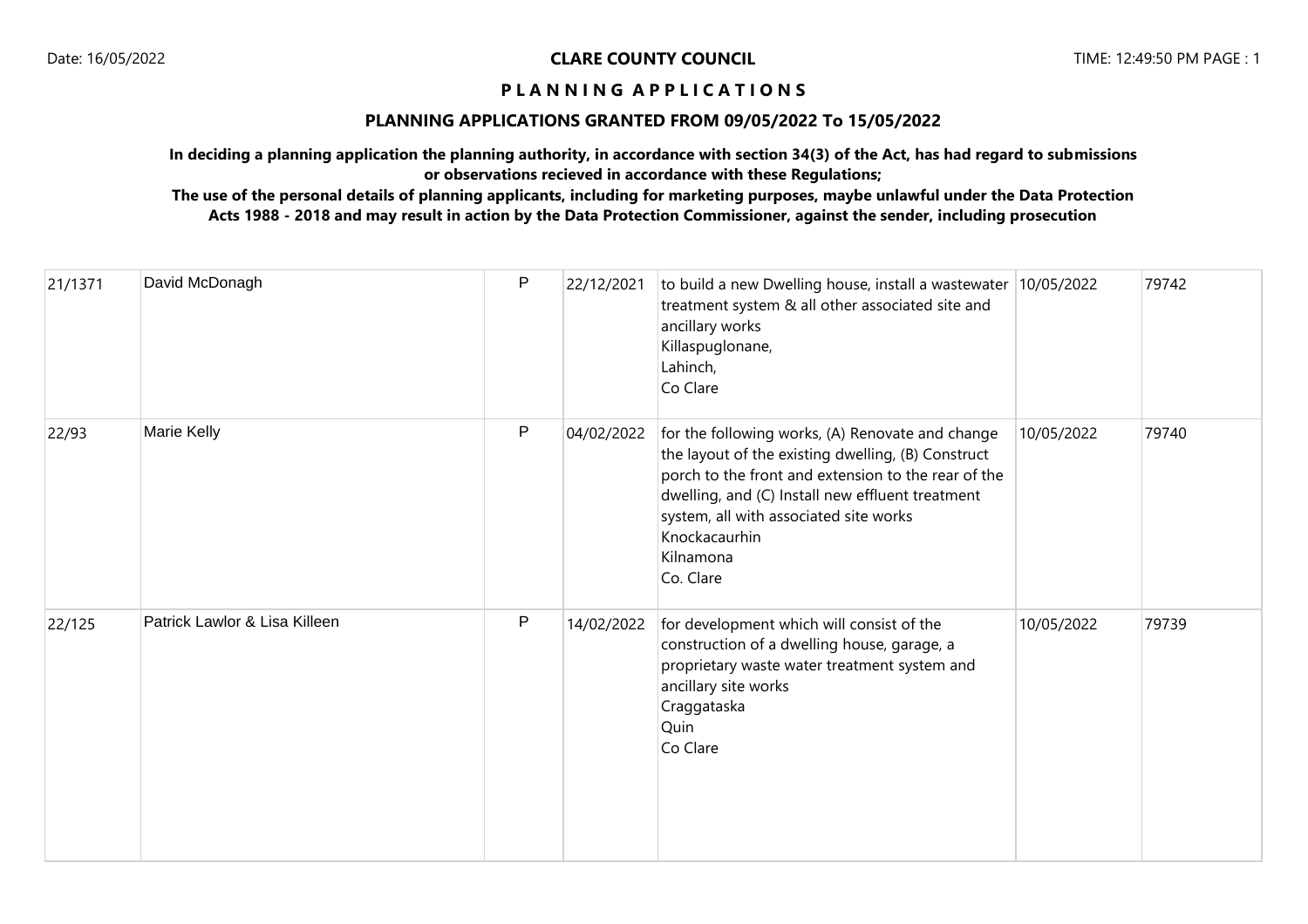**CLARE COUNTY COUNCIL**

**P L A N N I N G A P P L I C A T I O N S**

**PLANNING APPLICATIONS GRANTED FROM 09/05/2022 To 15/05/2022**

**In deciding a planning application the planning authority, in accordance with section 34(3) of the Act, has had regard to submissions or observations recieved in accordance with these Regulations;**

**The use of the personal details of planning applicants, including for marketing purposes, maybe unlawful under the Data Protection Acts 1988 - 2018 and may result in action by the Data Protection Commissioner, against the sender, including prosecution**

| | | | | | | |
|---|---|---|---|---|---|---|
| 21/1371 | David McDonagh | P | 22/12/2021 | to build a new Dwelling house, install a wastewater treatment system & all other associated site and ancillary works<br>Killaspuglonane,<br>Lahinch,<br>Co Clare | 10/05/2022 | 79742 |
| 22/93 | Marie Kelly | P | 04/02/2022 | for the following works, (A) Renovate and change the layout of the existing dwelling, (B) Construct porch to the front and extension to the rear of the dwelling, and (C) Install new effluent treatment system, all with associated site works<br>Knockacaurhin<br>Kilnamona<br>Co. Clare | 10/05/2022 | 79740 |
| 22/125 | Patrick Lawlor & Lisa Killeen | P | 14/02/2022 | for development which will consist of the construction of a dwelling house, garage, a proprietary waste water treatment system and ancillary site works<br>Craggataska<br>Quin<br>Co Clare | 10/05/2022 | 79739 |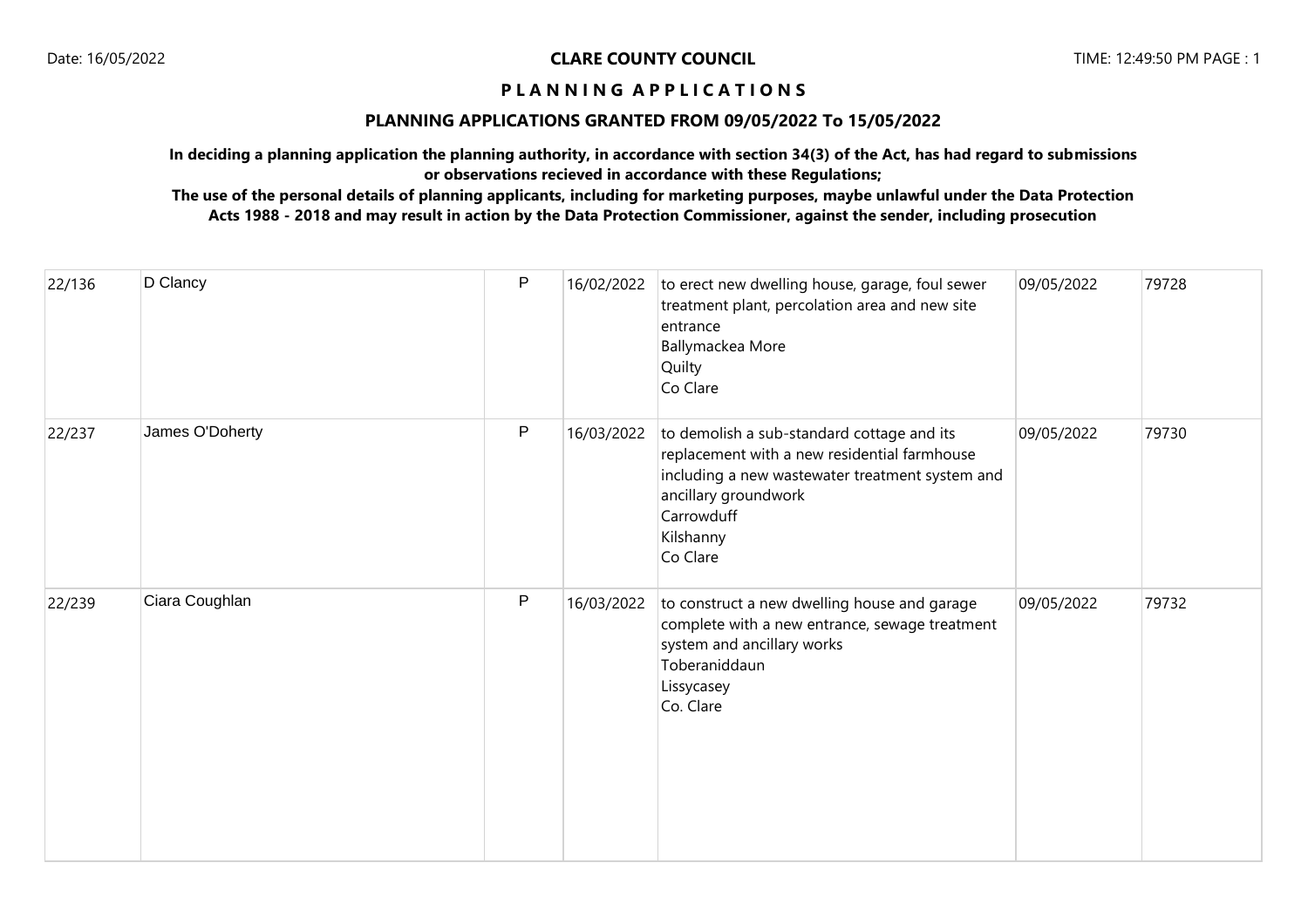**CLARE COUNTY COUNCIL**

**P L A N N I N G A P P L I C A T I O N S**

## PLANNING APPLICATIONS GRANTED FROM 09/05/2022 To 15/05/2022

**In deciding a planning application the planning authority, in accordance with section 34(3) of the Act, has had regard to submissions or observations recieved in accordance with these Regulations;**

**The use of the personal details of planning applicants, including for marketing purposes, maybe unlawful under the Data Protection Acts 1988 - 2018 and may result in action by the Data Protection Commissioner, against the sender, including prosecution**

| | | | | | | |
|---|---|---|---|---|---|---|
| 22/136 | D Clancy | P | 16/02/2022 | to erect new dwelling house, garage, foul sewer treatment plant, percolation area and new site entrance<br>Ballymackea More<br>Quilty<br>Co Clare | 09/05/2022 | 79728 |
| 22/237 | James O'Doherty | P | 16/03/2022 | to demolish a sub-standard cottage and its replacement with a new residential farmhouse including a new wastewater treatment system and ancillary groundwork<br>Carrowduff<br>Kilshanny<br>Co Clare | 09/05/2022 | 79730 |
| 22/239 | Ciara Coughlan | P | 16/03/2022 | to construct a new dwelling house and garage complete with a new entrance, sewage treatment system and ancillary works<br>Toberaniddaun<br>Lissycasey<br>Co. Clare | 09/05/2022 | 79732 |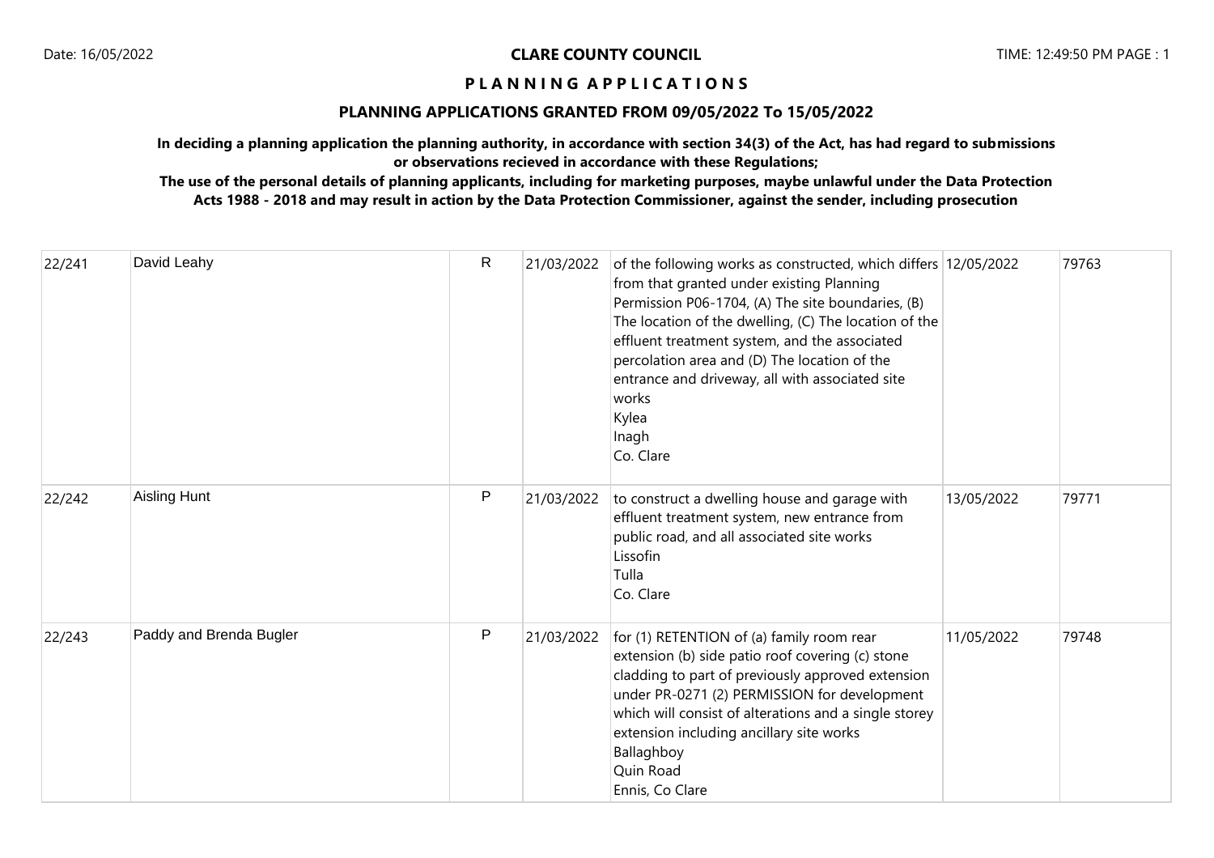**CLARE COUNTY COUNCIL**

**P L A N N I N G  A P P L I C A T I O N S**

## PLANNING APPLICATIONS GRANTED FROM 09/05/2022 To 15/05/2022

**In deciding a planning application the planning authority, in accordance with section 34(3) of the Act, has had regard to submissions or observations recieved in accordance with these Regulations;**

**The use of the personal details of planning applicants, including for marketing purposes, maybe unlawful under the Data Protection Acts 1988 - 2018 and may result in action by the Data Protection Commissioner, against the sender, including prosecution**

| | | | | | | |
|---|---|---|---|---|---|---|
| 22/241 | David Leahy | R | 21/03/2022 | of the following works as constructed, which differs from that granted under existing Planning Permission P06-1704, (A) The site boundaries, (B) The location of the dwelling, (C) The location of the effluent treatment system, and the associated percolation area and (D) The location of the entrance and driveway, all with associated site works<br>Kylea<br>Inagh<br>Co. Clare | 12/05/2022 | 79763 |
| 22/242 | Aisling Hunt | P | 21/03/2022 | to construct a dwelling house and garage with effluent treatment system, new entrance from public road, and all associated site works<br>Lissofin<br>Tulla<br>Co. Clare | 13/05/2022 | 79771 |
| 22/243 | Paddy and Brenda Bugler | P | 21/03/2022 | for (1) RETENTION of (a) family room rear extension (b) side patio roof covering (c) stone cladding to part of previously approved extension under PR-0271 (2) PERMISSION for development which will consist of alterations and a single storey extension including ancillary site works<br>Ballaghboy<br>Quin Road<br>Ennis, Co Clare | 11/05/2022 | 79748 |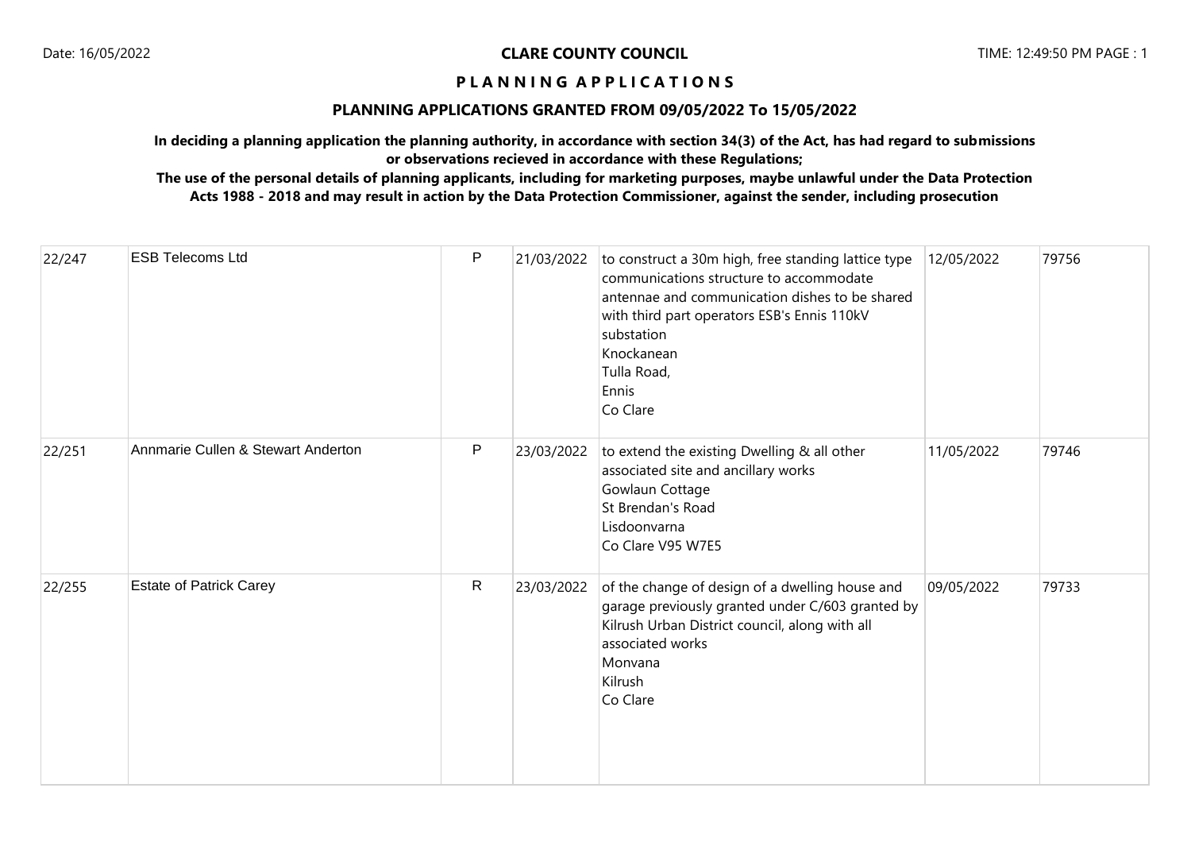**CLARE COUNTY COUNCIL**

**P L A N N I N G A P P L I C A T I O N S**

## PLANNING APPLICATIONS GRANTED FROM 09/05/2022 To 15/05/2022

**In deciding a planning application the planning authority, in accordance with section 34(3) of the Act, has had regard to submissions or observations recieved in accordance with these Regulations;**

**The use of the personal details of planning applicants, including for marketing purposes, maybe unlawful under the Data Protection Acts 1988 - 2018 and may result in action by the Data Protection Commissioner, against the sender, including prosecution**

| | | | | | | |
|---|---|---|---|---|---|---|
| 22/247 | ESB Telecoms Ltd | P | 21/03/2022 | to construct a 30m high, free standing lattice type communications structure to accommodate antennae and communication dishes to be shared with third part operators ESB's Ennis 110kV substation<br>Knockanean<br>Tulla Road,<br>Ennis<br>Co Clare | 12/05/2022 | 79756 |
| 22/251 | Annmarie Cullen & Stewart Anderton | P | 23/03/2022 | to extend the existing Dwelling & all other associated site and ancillary works<br>Gowlaun Cottage<br>St Brendan's Road<br>Lisdoonvarna<br>Co Clare V95 W7E5 | 11/05/2022 | 79746 |
| 22/255 | Estate of Patrick Carey | R | 23/03/2022 | of the change of design of a dwelling house and garage previously granted under C/603 granted by Kilrush Urban District council, along with all associated works<br>Monvana<br>Kilrush<br>Co Clare | 09/05/2022 | 79733 |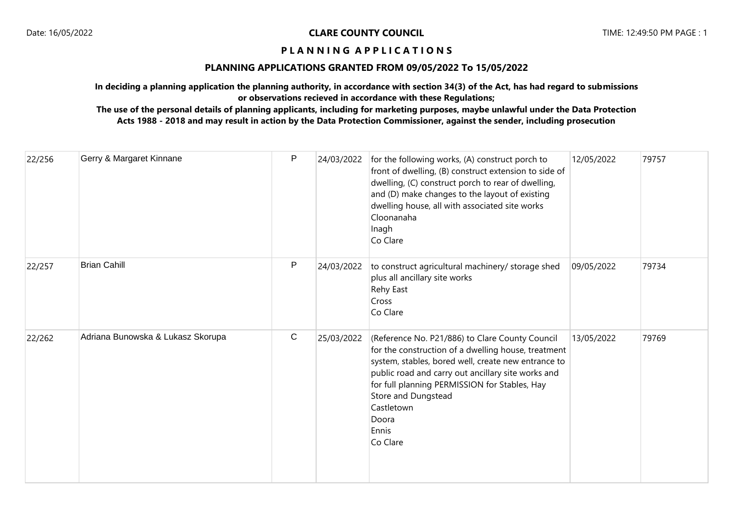**CLARE COUNTY COUNCIL**

**P L A N N I N G   A P P L I C A T I O N S**

**PLANNING APPLICATIONS GRANTED FROM 09/05/2022 To 15/05/2022**

**In deciding a planning application the planning authority, in accordance with section 34(3) of the Act, has had regard to submissions or observations recieved in accordance with these Regulations;**

**The use of the personal details of planning applicants, including for marketing purposes, maybe unlawful under the Data Protection Acts 1988 - 2018 and may result in action by the Data Protection Commissioner, against the sender, including prosecution**

| | | | | | | |
|---|---|---|---|---|---|---|
| 22/256 | Gerry & Margaret Kinnane | P | 24/03/2022 | for the following works, (A) construct porch to front of dwelling, (B) construct extension to side of dwelling, (C) construct porch to rear of dwelling, and (D) make changes to the layout of existing dwelling house, all with associated site works<br>Cloonanaha<br>Inagh<br>Co Clare | 12/05/2022 | 79757 |
| 22/257 | Brian Cahill | P | 24/03/2022 | to construct agricultural machinery/ storage shed plus all ancillary site works<br>Rehy East<br>Cross<br>Co Clare | 09/05/2022 | 79734 |
| 22/262 | Adriana Bunowska & Lukasz Skorupa | C | 25/03/2022 | (Reference No. P21/886) to Clare County Council for the construction of a dwelling house, treatment system, stables, bored well, create new entrance to public road and carry out ancillary site works and for full planning PERMISSION for Stables, Hay Store and Dungstead<br>Castletown<br>Doora<br>Ennis<br>Co Clare | 13/05/2022 | 79769 |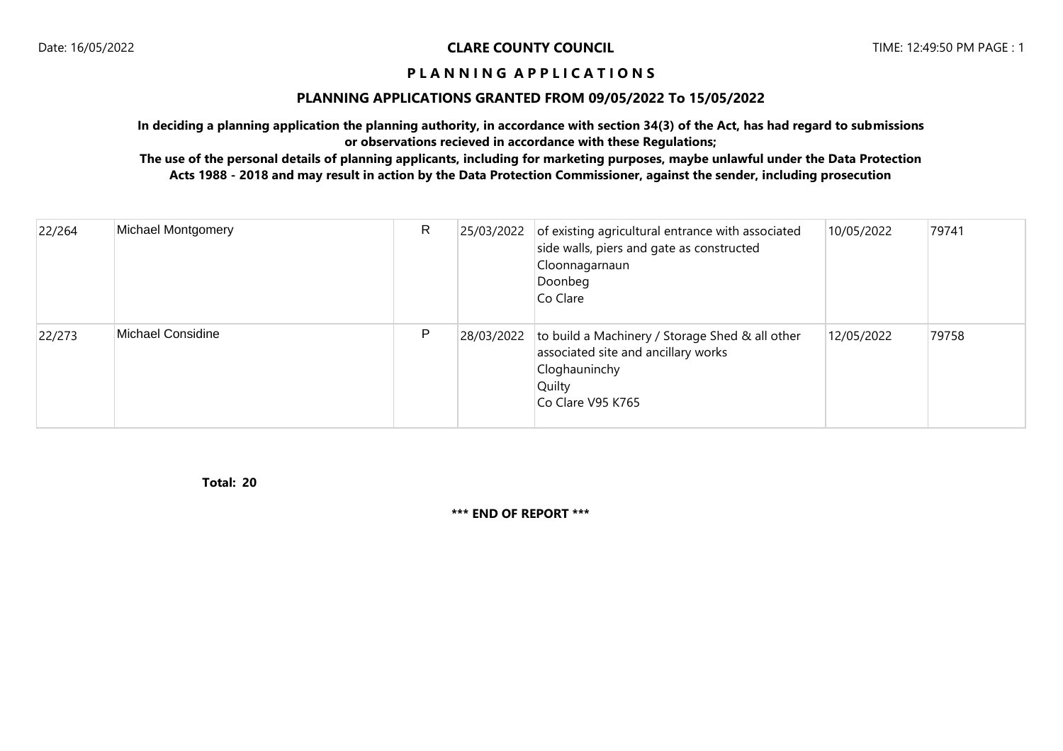| | | | | | | |
|---|---|---|---|---|---|---|
| 22/264 | Michael Montgomery | R | 25/03/2022 | of existing agricultural entrance with associated side walls, piers and gate as constructed Cloonnagarnaun Doonbeg Co Clare | 10/05/2022 | 79741 |
| 22/273 | Michael Considine | P | 28/03/2022 | to build a Machinery / Storage Shed & all other associated site and ancillary works Cloghauninchy Quilty Co Clare V95 K765 | 12/05/2022 | 79758 |

**Total: 20**

**\*\*\* END OF REPORT \*\*\***